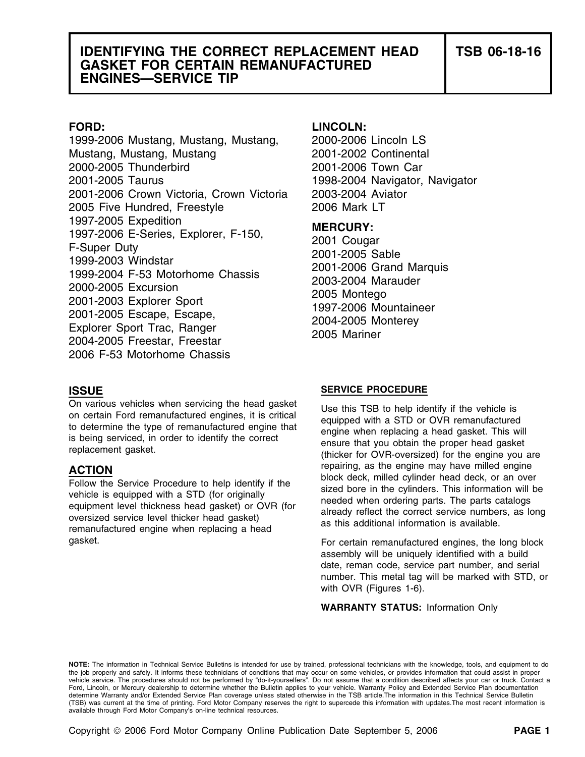# IDENTIFYING THE CORRECT REPLACEMENT HEAD GASKET FOR CERTAIN REMANUFACTURED ENGINES—SERVICE TIP

**TSB 06-18-16**

**FORD:**
1999-2006 Mustang, Mustang, Mustang, Mustang, Mustang, Mustang
2000-2005 Thunderbird
2001-2005 Taurus
2001-2006 Crown Victoria, Crown Victoria
2005 Five Hundred, Freestyle
1997-2005 Expedition
1997-2006 E-Series, Explorer, F-150, F-Super Duty
1999-2003 Windstar
1999-2004 F-53 Motorhome Chassis
2000-2005 Excursion
2001-2003 Explorer Sport
2001-2005 Escape, Escape, Explorer Sport Trac, Ranger
2004-2005 Freestar, Freestar
2006 F-53 Motorhome Chassis

**LINCOLN:**
2000-2006 Lincoln LS
2001-2002 Continental
2001-2006 Town Car
1998-2004 Navigator, Navigator
2003-2004 Aviator
2006 Mark LT

**MERCURY:**
2001 Cougar
2001-2005 Sable
2001-2006 Grand Marquis
2003-2004 Marauder
2005 Montego
1997-2006 Mountaineer
2004-2005 Monterey
2005 Mariner

## ISSUE

On various vehicles when servicing the head gasket on certain Ford remanufactured engines, it is critical to determine the type of remanufactured engine that is being serviced, in order to identify the correct replacement gasket.

## ACTION

Follow the Service Procedure to help identify if the vehicle is equipped with a STD (for originally equipment level thickness head gasket) or OVR (for oversized service level thicker head gasket) remanufactured engine when replacing a head gasket.

### SERVICE PROCEDURE

Use this TSB to help identify if the vehicle is equipped with a STD or OVR remanufactured engine when replacing a head gasket. This will ensure that you obtain the proper head gasket (thicker for OVR-oversized) for the engine you are repairing, as the engine may have milled engine block deck, milled cylinder head deck, or an over sized bore in the cylinders. This information will be needed when ordering parts. The parts catalogs already reflect the correct service numbers, as long as this additional information is available.

For certain remanufactured engines, the long block assembly will be uniquely identified with a build date, reman code, service part number, and serial number. This metal tag will be marked with STD, or with OVR (Figures 1-6).

**WARRANTY STATUS:** Information Only

**NOTE:** The information in Technical Service Bulletins is intended for use by trained, professional technicians with the knowledge, tools, and equipment to do the job properly and safely. It informs these technicians of conditions that may occur on some vehicles, or provides information that could assist in proper vehicle service. The procedures should not be performed by "do-it-yourselfers". Do not assume that a condition described affects your car or truck. Contact a Ford, Lincoln, or Mercury dealership to determine whether the Bulletin applies to your vehicle. Warranty Policy and Extended Service Plan documentation determine Warranty and/or Extended Service Plan coverage unless stated otherwise in the TSB article.The information in this Technical Service Bulletin (TSB) was current at the time of printing. Ford Motor Company reserves the right to supercede this information with updates.The most recent information is available through Ford Motor Company's on-line technical resources.

Copyright © 2006 Ford Motor Company Online Publication Date September 5, 2006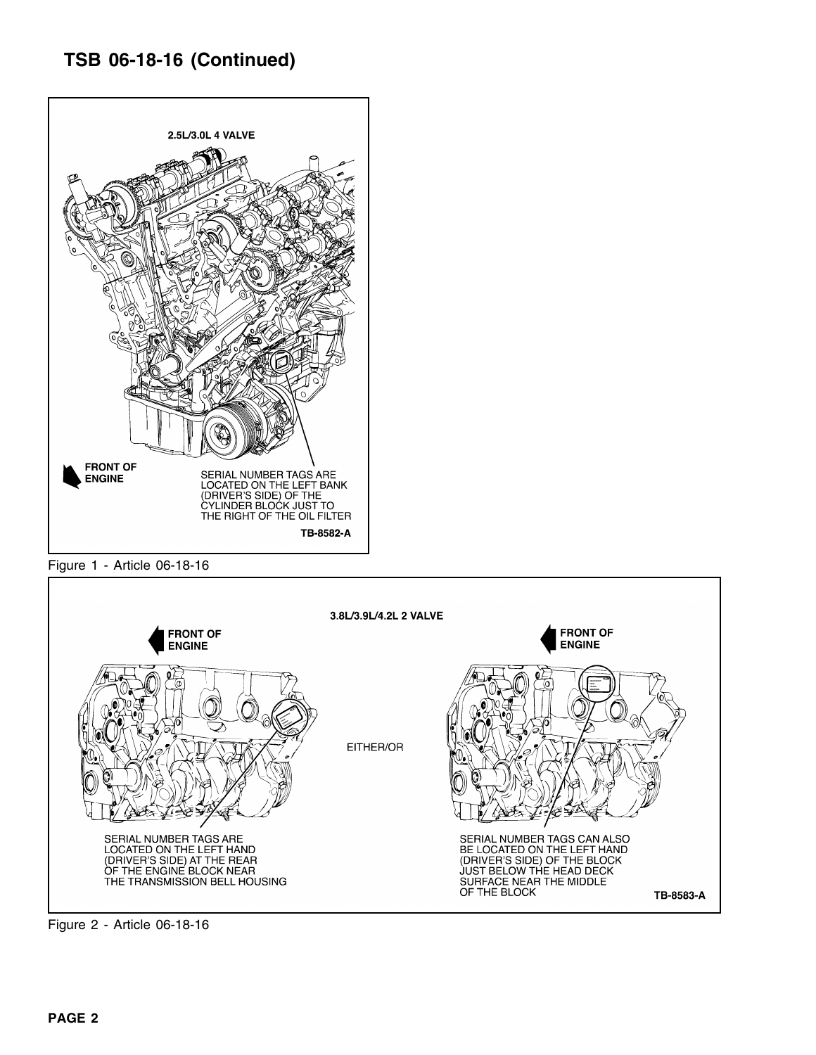# TSB 06-18-16 (Continued)

2.5L/3.0L 4 VALVE

FRONT OF ENGINE

SERIAL NUMBER TAGS ARE LOCATED ON THE LEFT BANK (DRIVER'S SIDE) OF THE CYLINDER BLOCK JUST TO THE RIGHT OF THE OIL FILTER

TB-8582-A

Figure 1 - Article 06-18-16

3.8L/3.9L/4.2L 2 VALVE

FRONT OF ENGINE

SERIAL NUMBER TAGS ARE LOCATED ON THE LEFT HAND (DRIVER'S SIDE) AT THE REAR OF THE ENGINE BLOCK NEAR THE TRANSMISSION BELL HOUSING

EITHER/OR

FRONT OF ENGINE

SERIAL NUMBER TAGS CAN ALSO BE LOCATED ON THE LEFT HAND (DRIVER'S SIDE) OF THE BLOCK JUST BELOW THE HEAD DECK SURFACE NEAR THE MIDDLE OF THE BLOCK

TB-8583-A

Figure 2 - Article 06-18-16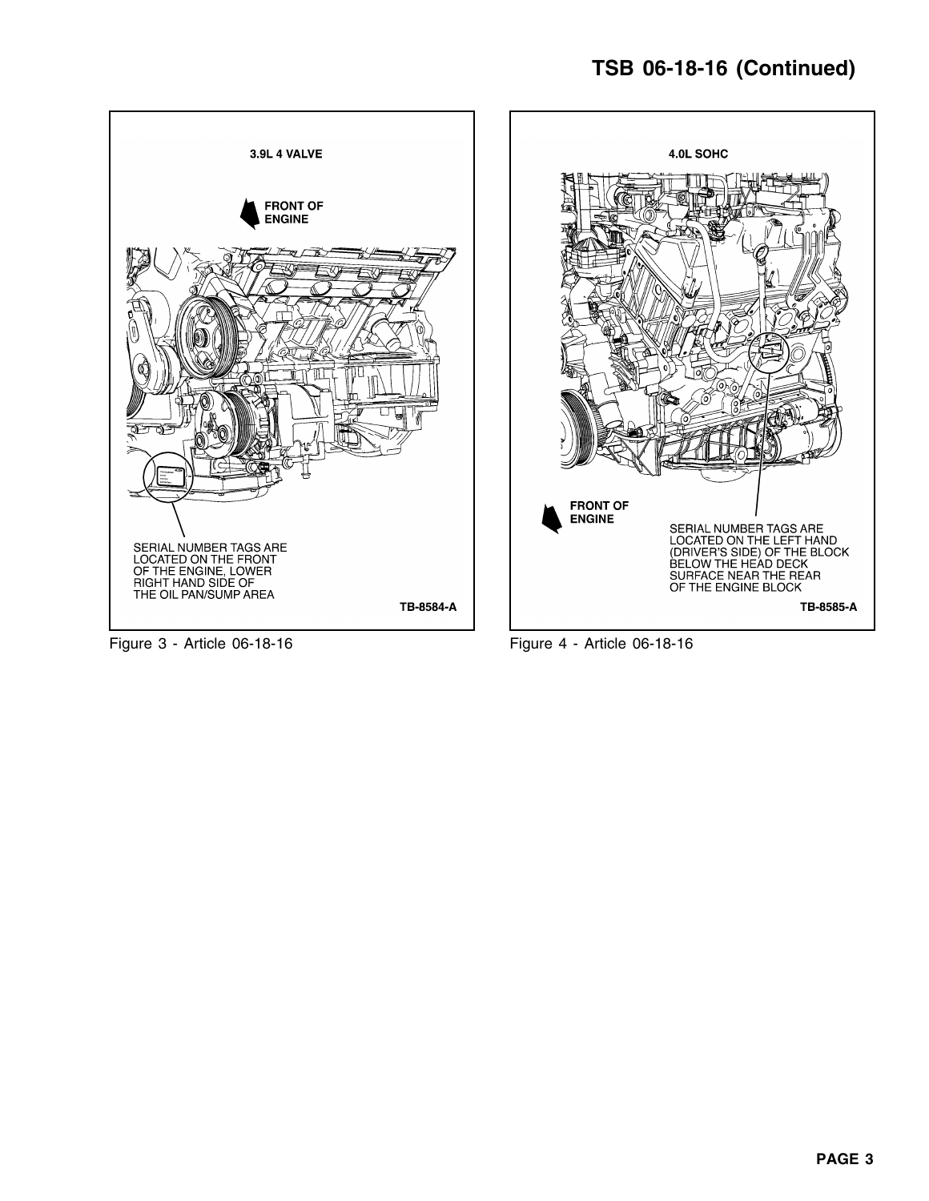3.9L 4 VALVE

FRONT OF ENGINE

SERIAL NUMBER TAGS ARE LOCATED ON THE FRONT OF THE ENGINE, LOWER RIGHT HAND SIDE OF THE OIL PAN/SUMP AREA

TB-8584-A

Figure 3 - Article 06-18-16

4.0L SOHC

FRONT OF ENGINE

SERIAL NUMBER TAGS ARE LOCATED ON THE LEFT HAND (DRIVER'S SIDE) OF THE BLOCK BELOW THE HEAD DECK SURFACE NEAR THE REAR OF THE ENGINE BLOCK

TB-8585-A

Figure 4 - Article 06-18-16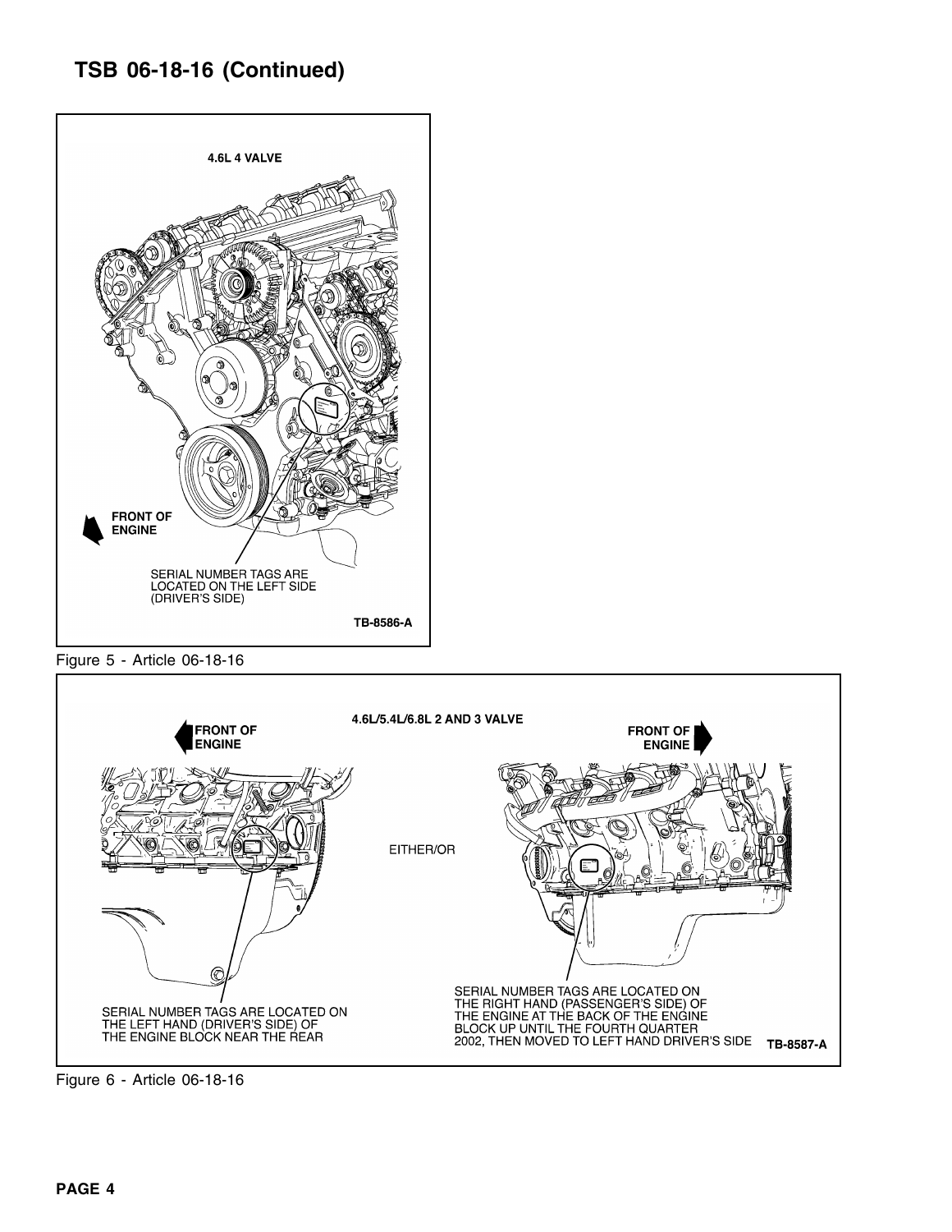4.6L 4 VALVE

FRONT OF ENGINE

SERIAL NUMBER TAGS ARE LOCATED ON THE LEFT SIDE (DRIVER'S SIDE)

TB-8586-A

Figure 5 - Article 06-18-16

4.6L/5.4L/6.8L 2 AND 3 VALVE

FRONT OF ENGINE

FRONT OF ENGINE

EITHER/OR

SERIAL NUMBER TAGS ARE LOCATED ON THE LEFT HAND (DRIVER'S SIDE) OF THE ENGINE BLOCK NEAR THE REAR

SERIAL NUMBER TAGS ARE LOCATED ON THE RIGHT HAND (PASSENGER'S SIDE) OF THE ENGINE AT THE BACK OF THE ENGINE BLOCK UP UNTIL THE FOURTH QUARTER 2002, THEN MOVED TO LEFT HAND DRIVER'S SIDE

TB-8587-A

Figure 6 - Article 06-18-16